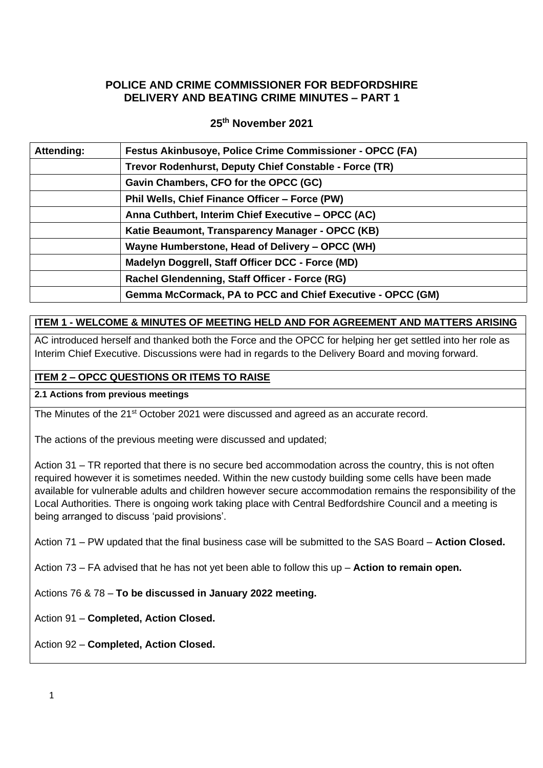# POLICE AND CRIME COMMISSIONER FOR BEDFORDSHIRE
# DELIVERY AND BEATING CRIME MINUTES – PART 1

## 25th November 2021

| Attending: | Festus Akinbusoye, Police Crime Commissioner - OPCC (FA) |
|---|---|
| | Trevor Rodenhurst, Deputy Chief Constable - Force (TR) |
| | Gavin Chambers, CFO for the OPCC (GC) |
| | Phil Wells, Chief Finance Officer – Force (PW) |
| | Anna Cuthbert, Interim Chief Executive – OPCC (AC) |
| | Katie Beaumont, Transparency Manager - OPCC (KB) |
| | Wayne Humberstone, Head of Delivery – OPCC (WH) |
| | Madelyn Doggrell, Staff Officer DCC - Force (MD) |
| | Rachel Glendenning, Staff Officer - Force (RG) |
| | Gemma McCormack, PA to PCC and Chief Executive - OPCC (GM) |

**ITEM 1 - WELCOME & MINUTES OF MEETING HELD AND FOR AGREEMENT AND MATTERS ARISING**

AC introduced herself and thanked both the Force and the OPCC for helping her get settled into her role as Interim Chief Executive. Discussions were had in regards to the Delivery Board and moving forward.

**ITEM 2 – OPCC QUESTIONS OR ITEMS TO RAISE**

**2.1 Actions from previous meetings**

The Minutes of the 21st October 2021 were discussed and agreed as an accurate record.

The actions of the previous meeting were discussed and updated;

Action 31 – TR reported that there is no secure bed accommodation across the country, this is not often required however it is sometimes needed. Within the new custody building some cells have been made available for vulnerable adults and children however secure accommodation remains the responsibility of the Local Authorities. There is ongoing work taking place with Central Bedfordshire Council and a meeting is being arranged to discuss 'paid provisions'.

Action 71 – PW updated that the final business case will be submitted to the SAS Board – **Action Closed.**

Action 73 – FA advised that he has not yet been able to follow this up – **Action to remain open.**

Actions 76 & 78 – **To be discussed in January 2022 meeting.**

Action 91 – **Completed, Action Closed.**

Action 92 – **Completed, Action Closed.**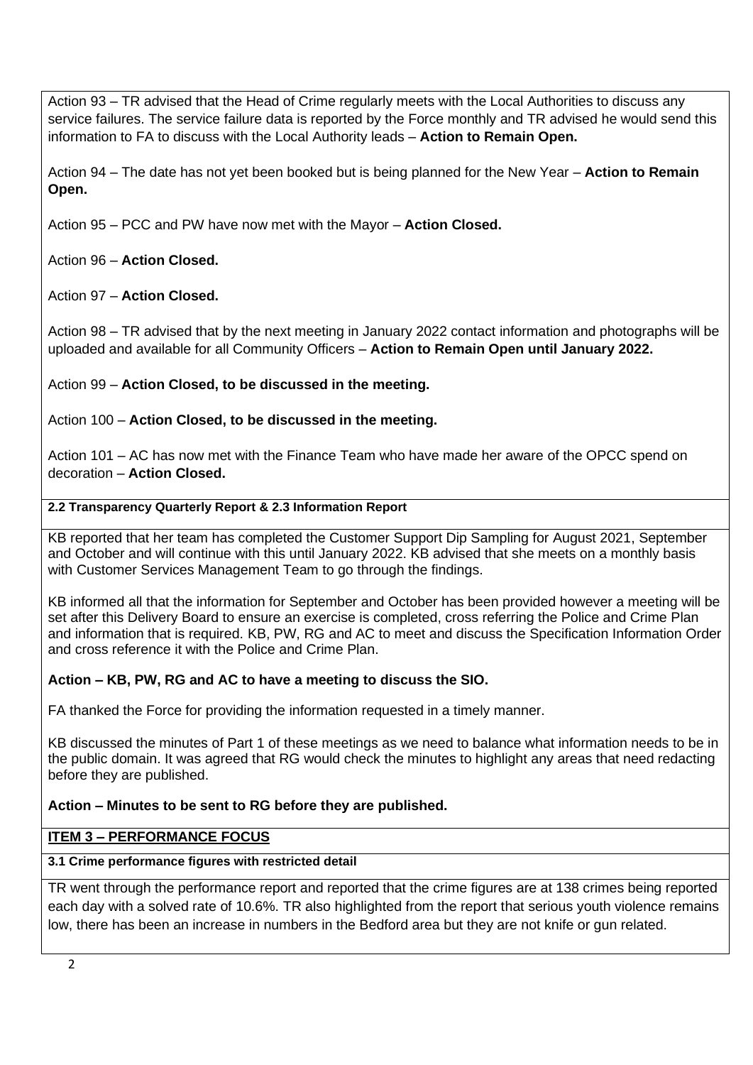Action 93 – TR advised that the Head of Crime regularly meets with the Local Authorities to discuss any service failures. The service failure data is reported by the Force monthly and TR advised he would send this information to FA to discuss with the Local Authority leads – **Action to Remain Open.**

Action 94 – The date has not yet been booked but is being planned for the New Year – **Action to Remain Open.**

Action 95 – PCC and PW have now met with the Mayor – **Action Closed.**

Action 96 – **Action Closed.**

Action 97 – **Action Closed.**

Action 98 – TR advised that by the next meeting in January 2022 contact information and photographs will be uploaded and available for all Community Officers – **Action to Remain Open until January 2022.**

Action 99 – **Action Closed, to be discussed in the meeting.**

Action 100 – **Action Closed, to be discussed in the meeting.**

Action 101 – AC has now met with the Finance Team who have made her aware of the OPCC spend on decoration – **Action Closed.**

**2.2 Transparency Quarterly Report & 2.3 Information Report**

KB reported that her team has completed the Customer Support Dip Sampling for August 2021, September and October and will continue with this until January 2022. KB advised that she meets on a monthly basis with Customer Services Management Team to go through the findings.

KB informed all that the information for September and October has been provided however a meeting will be set after this Delivery Board to ensure an exercise is completed, cross referring the Police and Crime Plan and information that is required. KB, PW, RG and AC to meet and discuss the Specification Information Order and cross reference it with the Police and Crime Plan.

**Action – KB, PW, RG and AC to have a meeting to discuss the SIO.**

FA thanked the Force for providing the information requested in a timely manner.

KB discussed the minutes of Part 1 of these meetings as we need to balance what information needs to be in the public domain. It was agreed that RG would check the minutes to highlight any areas that need redacting before they are published.

**Action – Minutes to be sent to RG before they are published.**

**ITEM 3 – PERFORMANCE FOCUS**

**3.1 Crime performance figures with restricted detail**

TR went through the performance report and reported that the crime figures are at 138 crimes being reported each day with a solved rate of 10.6%. TR also highlighted from the report that serious youth violence remains low, there has been an increase in numbers in the Bedford area but they are not knife or gun related.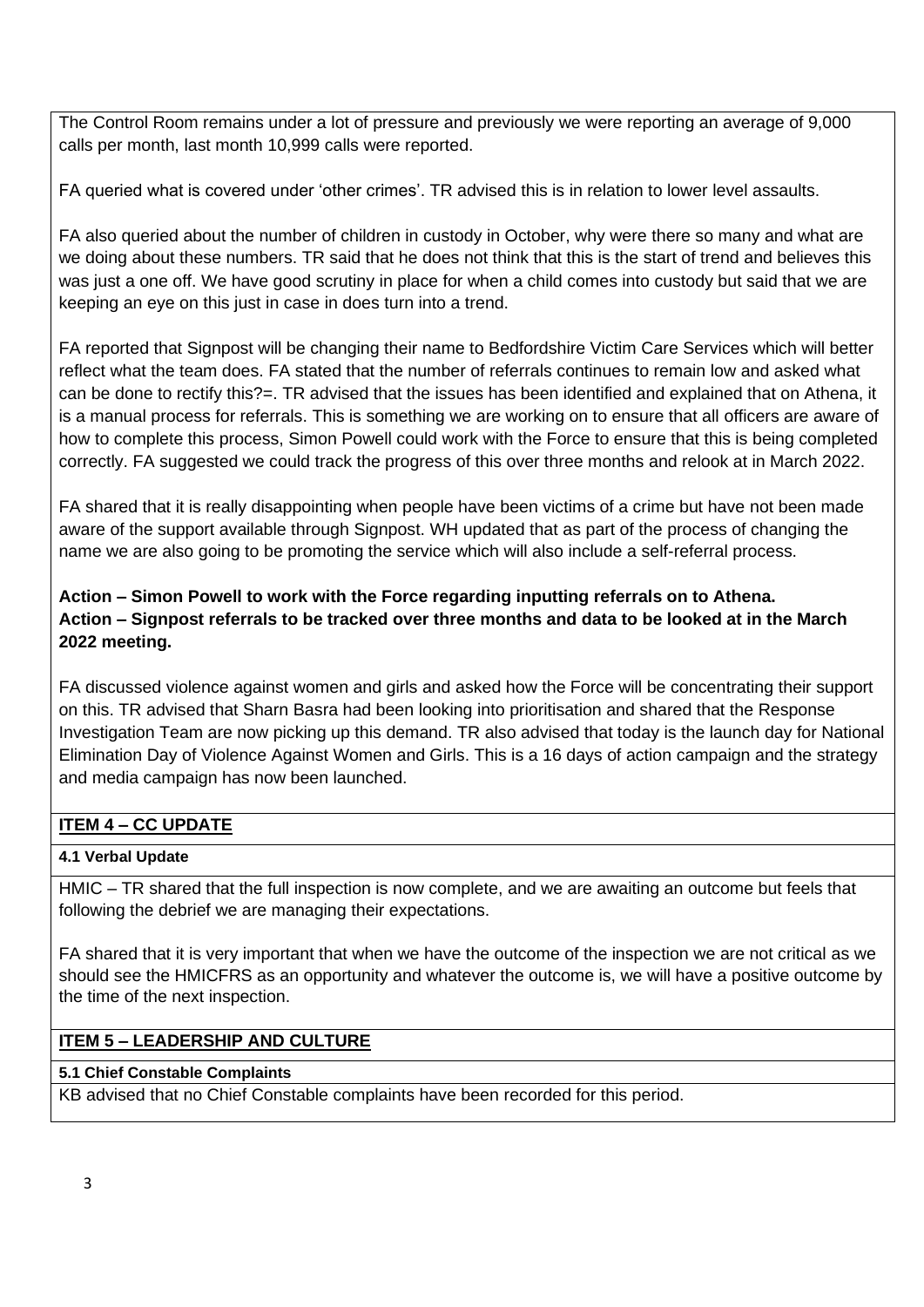The Control Room remains under a lot of pressure and previously we were reporting an average of 9,000 calls per month, last month 10,999 calls were reported.

FA queried what is covered under 'other crimes'. TR advised this is in relation to lower level assaults.

FA also queried about the number of children in custody in October, why were there so many and what are we doing about these numbers. TR said that he does not think that this is the start of trend and believes this was just a one off. We have good scrutiny in place for when a child comes into custody but said that we are keeping an eye on this just in case in does turn into a trend.

FA reported that Signpost will be changing their name to Bedfordshire Victim Care Services which will better reflect what the team does. FA stated that the number of referrals continues to remain low and asked what can be done to rectify this?=. TR advised that the issues has been identified and explained that on Athena, it is a manual process for referrals. This is something we are working on to ensure that all officers are aware of how to complete this process, Simon Powell could work with the Force to ensure that this is being completed correctly. FA suggested we could track the progress of this over three months and relook at in March 2022.

FA shared that it is really disappointing when people have been victims of a crime but have not been made aware of the support available through Signpost. WH updated that as part of the process of changing the name we are also going to be promoting the service which will also include a self-referral process.

**Action – Simon Powell to work with the Force regarding inputting referrals on to Athena.**
**Action – Signpost referrals to be tracked over three months and data to be looked at in the March 2022 meeting.**

FA discussed violence against women and girls and asked how the Force will be concentrating their support on this. TR advised that Sharn Basra had been looking into prioritisation and shared that the Response Investigation Team are now picking up this demand. TR also advised that today is the launch day for National Elimination Day of Violence Against Women and Girls. This is a 16 days of action campaign and the strategy and media campaign has now been launched.

## ITEM 4 – CC UPDATE

### 4.1 Verbal Update

HMIC – TR shared that the full inspection is now complete, and we are awaiting an outcome but feels that following the debrief we are managing their expectations.

FA shared that it is very important that when we have the outcome of the inspection we are not critical as we should see the HMICFRS as an opportunity and whatever the outcome is, we will have a positive outcome by the time of the next inspection.

## ITEM 5 – LEADERSHIP AND CULTURE

### 5.1 Chief Constable Complaints

KB advised that no Chief Constable complaints have been recorded for this period.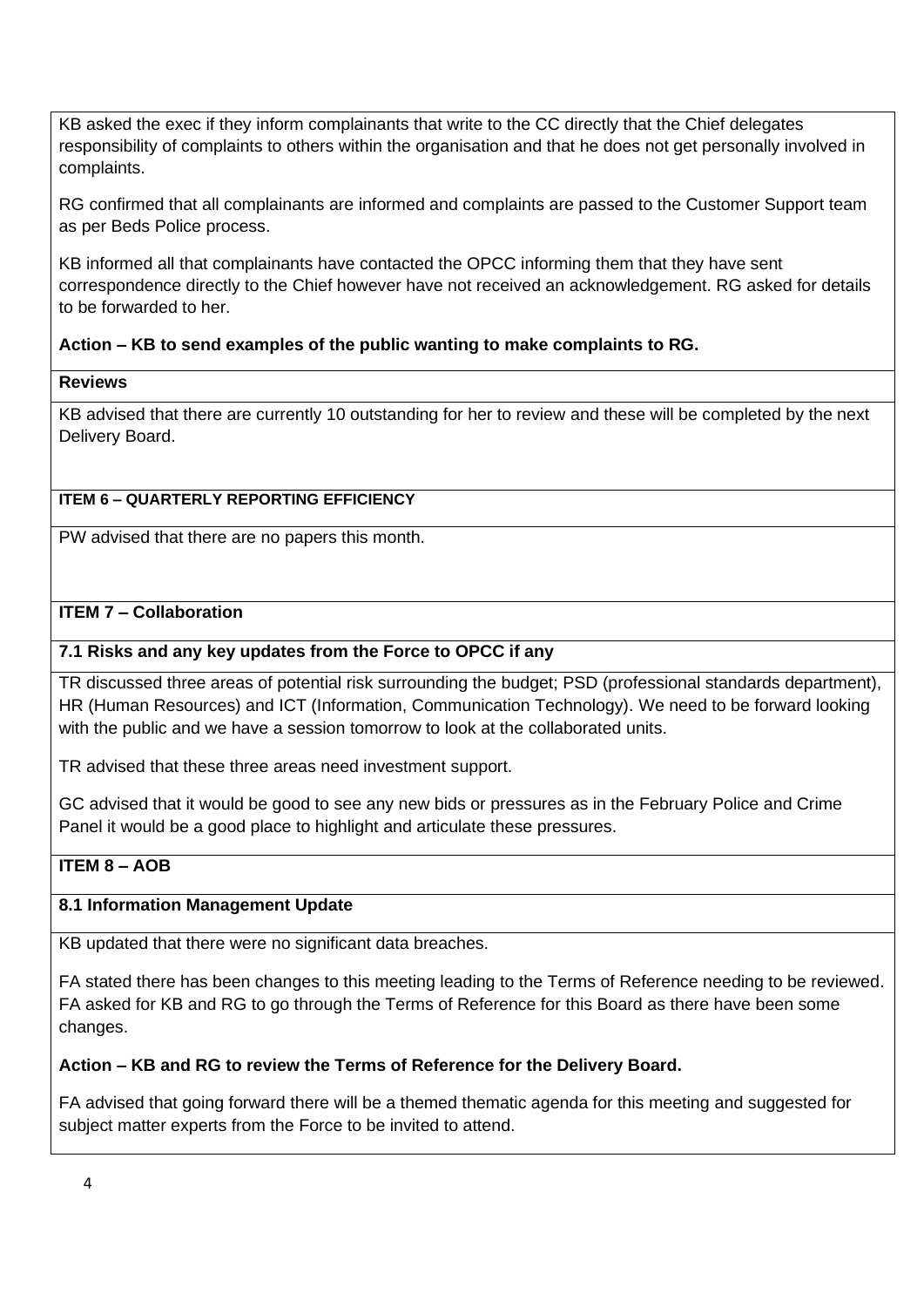KB asked the exec if they inform complainants that write to the CC directly that the Chief delegates responsibility of complaints to others within the organisation and that he does not get personally involved in complaints.

RG confirmed that all complainants are informed and complaints are passed to the Customer Support team as per Beds Police process.

KB informed all that complainants have contacted the OPCC informing them that they have sent correspondence directly to the Chief however have not received an acknowledgement. RG asked for details to be forwarded to her.

**Action – KB to send examples of the public wanting to make complaints to RG.**

**Reviews**

KB advised that there are currently 10 outstanding for her to review and these will be completed by the next Delivery Board.

**ITEM 6 – QUARTERLY REPORTING EFFICIENCY**

PW advised that there are no papers this month.

**ITEM 7 – Collaboration**

**7.1 Risks and any key updates from the Force to OPCC if any**

TR discussed three areas of potential risk surrounding the budget; PSD (professional standards department), HR (Human Resources) and ICT (Information, Communication Technology). We need to be forward looking with the public and we have a session tomorrow to look at the collaborated units.

TR advised that these three areas need investment support.

GC advised that it would be good to see any new bids or pressures as in the February Police and Crime Panel it would be a good place to highlight and articulate these pressures.

**ITEM 8 – AOB**

**8.1 Information Management Update**

KB updated that there were no significant data breaches.

FA stated there has been changes to this meeting leading to the Terms of Reference needing to be reviewed. FA asked for KB and RG to go through the Terms of Reference for this Board as there have been some changes.

**Action – KB and RG to review the Terms of Reference for the Delivery Board.**

FA advised that going forward there will be a themed thematic agenda for this meeting and suggested for subject matter experts from the Force to be invited to attend.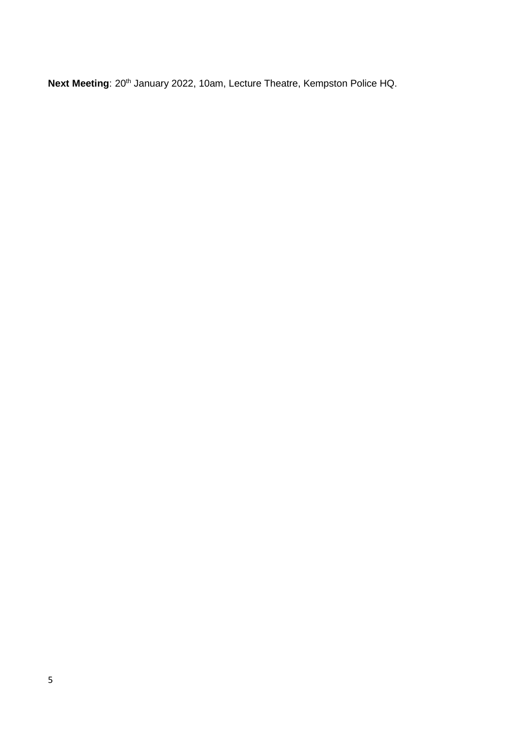**Next Meeting**: 20th January 2022, 10am, Lecture Theatre, Kempston Police HQ.